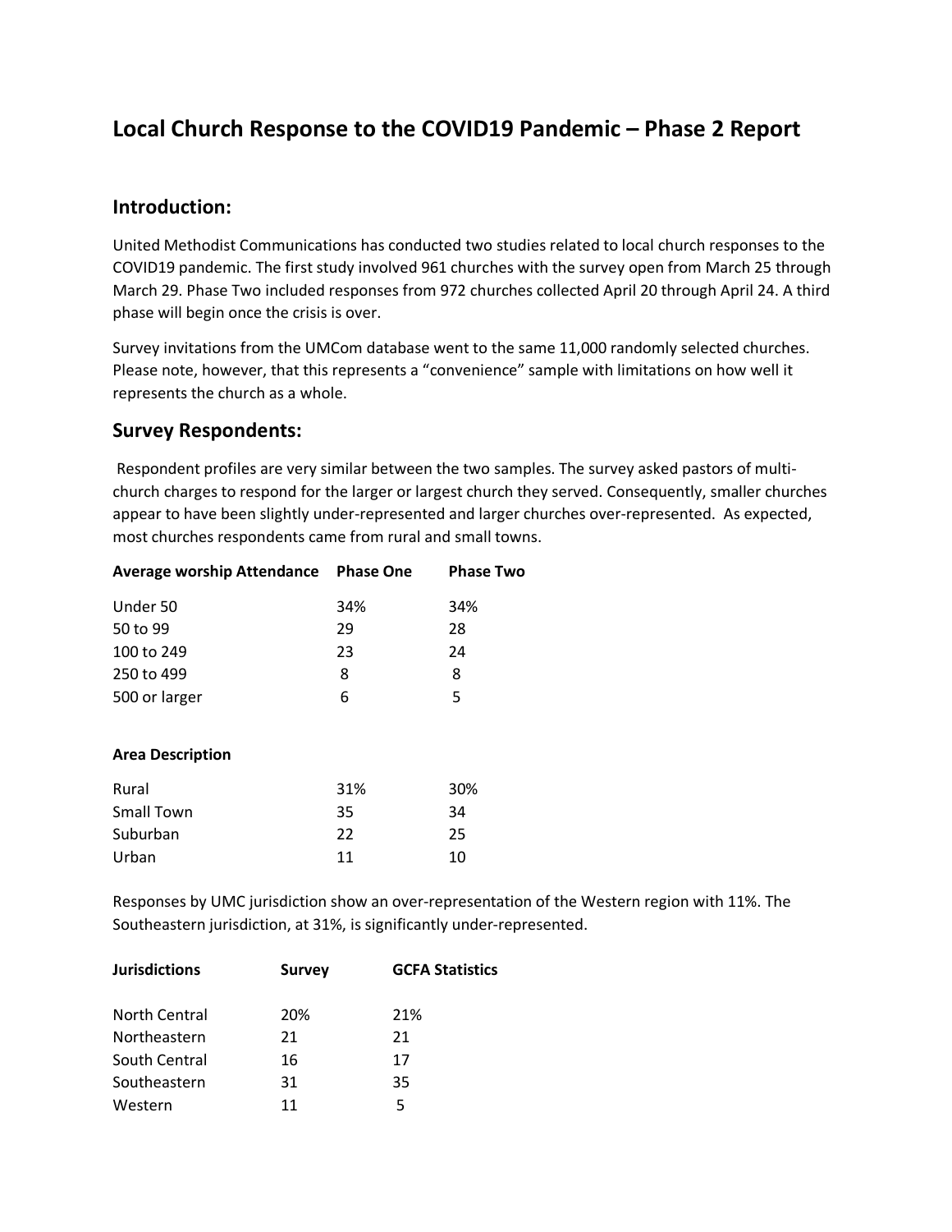# Local Church Response to the COVID19 Pandemic – Phase 2 Report

## Introduction:

United Methodist Communications has conducted two studies related to local church responses to the COVID19 pandemic. The first study involved 961 churches with the survey open from March 25 through March 29. Phase Two included responses from 972 churches collected April 20 through April 24. A third phase will begin once the crisis is over.

Survey invitations from the UMCom database went to the same 11,000 randomly selected churches. Please note, however, that this represents a "convenience" sample with limitations on how well it represents the church as a whole.

## Survey Respondents:

Respondent profiles are very similar between the two samples. The survey asked pastors of multi-church charges to respond for the larger or largest church they served. Consequently, smaller churches appear to have been slightly under-represented and larger churches over-represented. As expected, most churches respondents came from rural and small towns.

| Average worship Attendance | Phase One | Phase Two |
|---|---|---|
| Under 50 | 34% | 34% |
| 50 to 99 | 29 | 28 |
| 100 to 249 | 23 | 24 |
| 250 to 499 | 8 | 8 |
| 500 or larger | 6 | 5 |

| Area Description | Phase One | Phase Two |
|---|---|---|
| Rural | 31% | 30% |
| Small Town | 35 | 34 |
| Suburban | 22 | 25 |
| Urban | 11 | 10 |

Responses by UMC jurisdiction show an over-representation of the Western region with 11%. The Southeastern jurisdiction, at 31%, is significantly under-represented.

| Jurisdictions | Survey | GCFA Statistics |
|---|---|---|
| North Central | 20% | 21% |
| Northeastern | 21 | 21 |
| South Central | 16 | 17 |
| Southeastern | 31 | 35 |
| Western | 11 | 5 |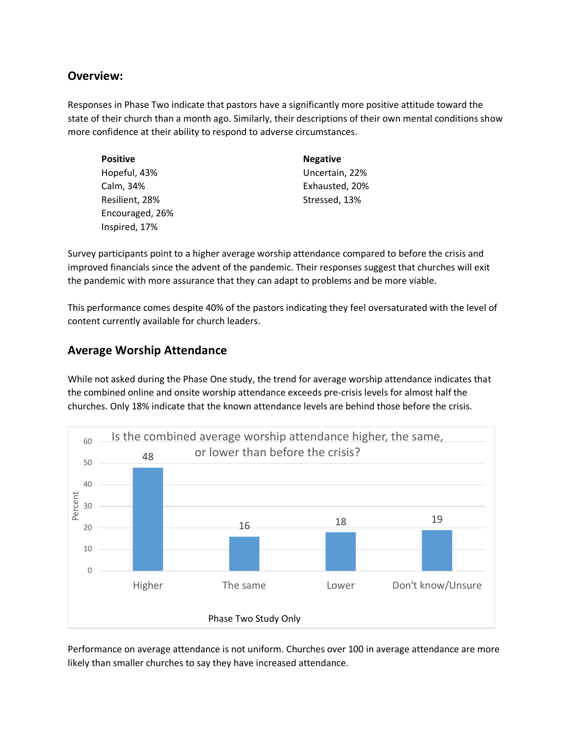## Overview:

Responses in Phase Two indicate that pastors have a significantly more positive attitude toward the state of their church than a month ago. Similarly, their descriptions of their own mental conditions show more confidence at their ability to respond to adverse circumstances.

| Positive | Negative |
|---|---|
| Hopeful, 43% | Uncertain, 22% |
| Calm, 34% | Exhausted, 20% |
| Resilient, 28% | Stressed, 13% |
| Encouraged, 26% | |
| Inspired, 17% | |

Survey participants point to a higher average worship attendance compared to before the crisis and improved financials since the advent of the pandemic. Their responses suggest that churches will exit the pandemic with more assurance that they can adapt to problems and be more viable.

This performance comes despite 40% of the pastors indicating they feel oversaturated with the level of content currently available for church leaders.

## Average Worship Attendance

While not asked during the Phase One study, the trend for average worship attendance indicates that the combined online and onsite worship attendance exceeds pre-crisis levels for almost half the churches. Only 18% indicate that the known attendance levels are behind those before the crisis.

Is the combined average worship attendance higher, the same, or lower than before the crisis?

| Response | Percent |
|---|---|
| Higher | 48 |
| The same | 16 |
| Lower | 18 |
| Don't know/Unsure | 19 |

Phase Two Study Only

Performance on average attendance is not uniform. Churches over 100 in average attendance are more likely than smaller churches to say they have increased attendance.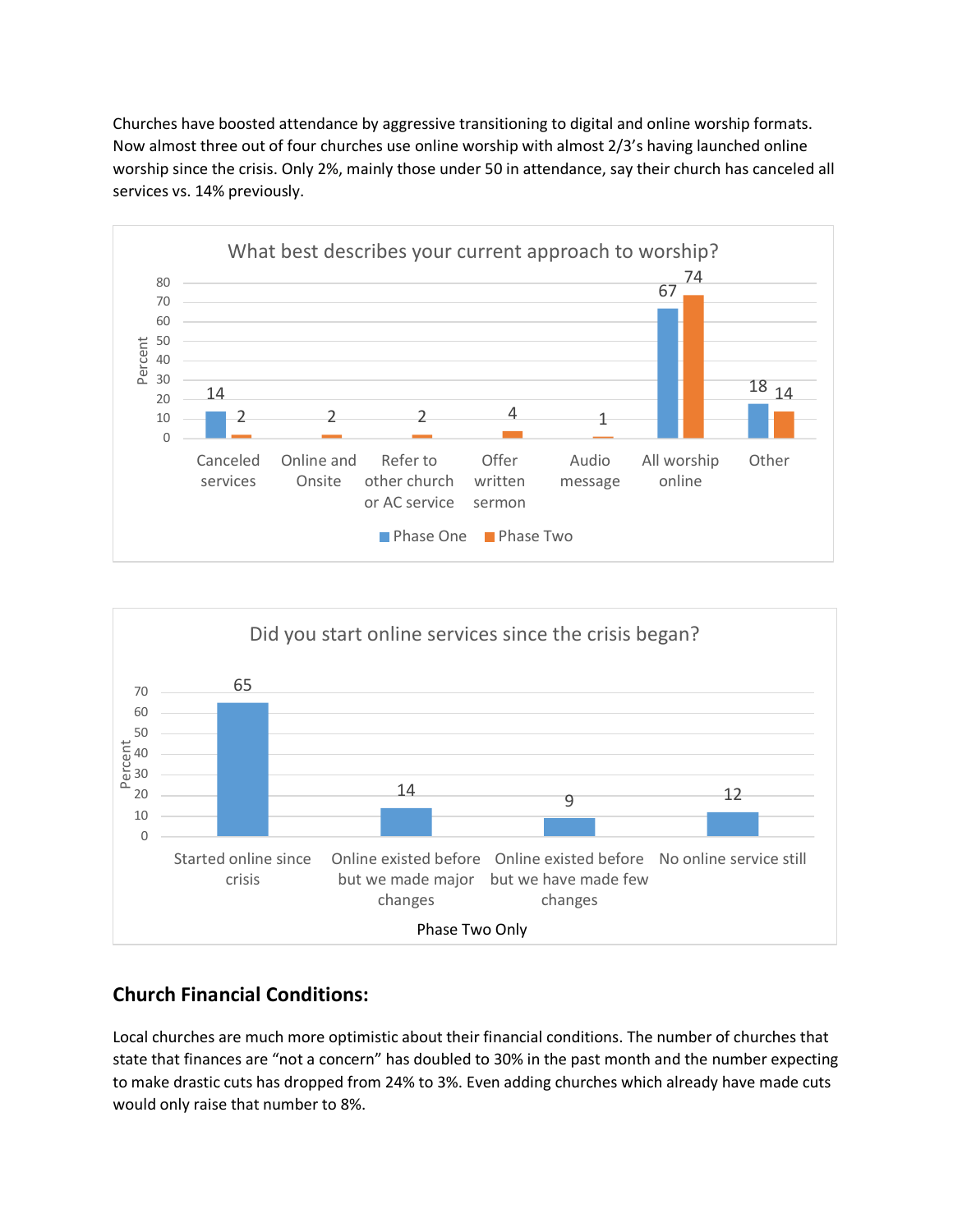Churches have boosted attendance by aggressive transitioning to digital and online worship formats. Now almost three out of four churches use online worship with almost 2/3's having launched online worship since the crisis. Only 2%, mainly those under 50 in attendance, say their church has canceled all services vs. 14% previously.

**What best describes your current approach to worship?**

| | Canceled services | Online and Onsite | Refer to other church or AC service | Offer written sermon | Audio message | All worship online | Other |
|---|---|---|---|---|---|---|---|
| Phase One | 14 | | | | | 67 | 18 |
| Phase Two | 2 | 2 | 2 | 4 | 1 | 74 | 14 |

**Did you start online services since the crisis began?**

| Started online since crisis | Online existed before but we made major changes | Online existed before but we have made few changes | No online service still |
|---|---|---|---|
| 65 | 14 | 9 | 12 |

Phase Two Only

## Church Financial Conditions:

Local churches are much more optimistic about their financial conditions. The number of churches that state that finances are "not a concern" has doubled to 30% in the past month and the number expecting to make drastic cuts has dropped from 24% to 3%. Even adding churches which already have made cuts would only raise that number to 8%.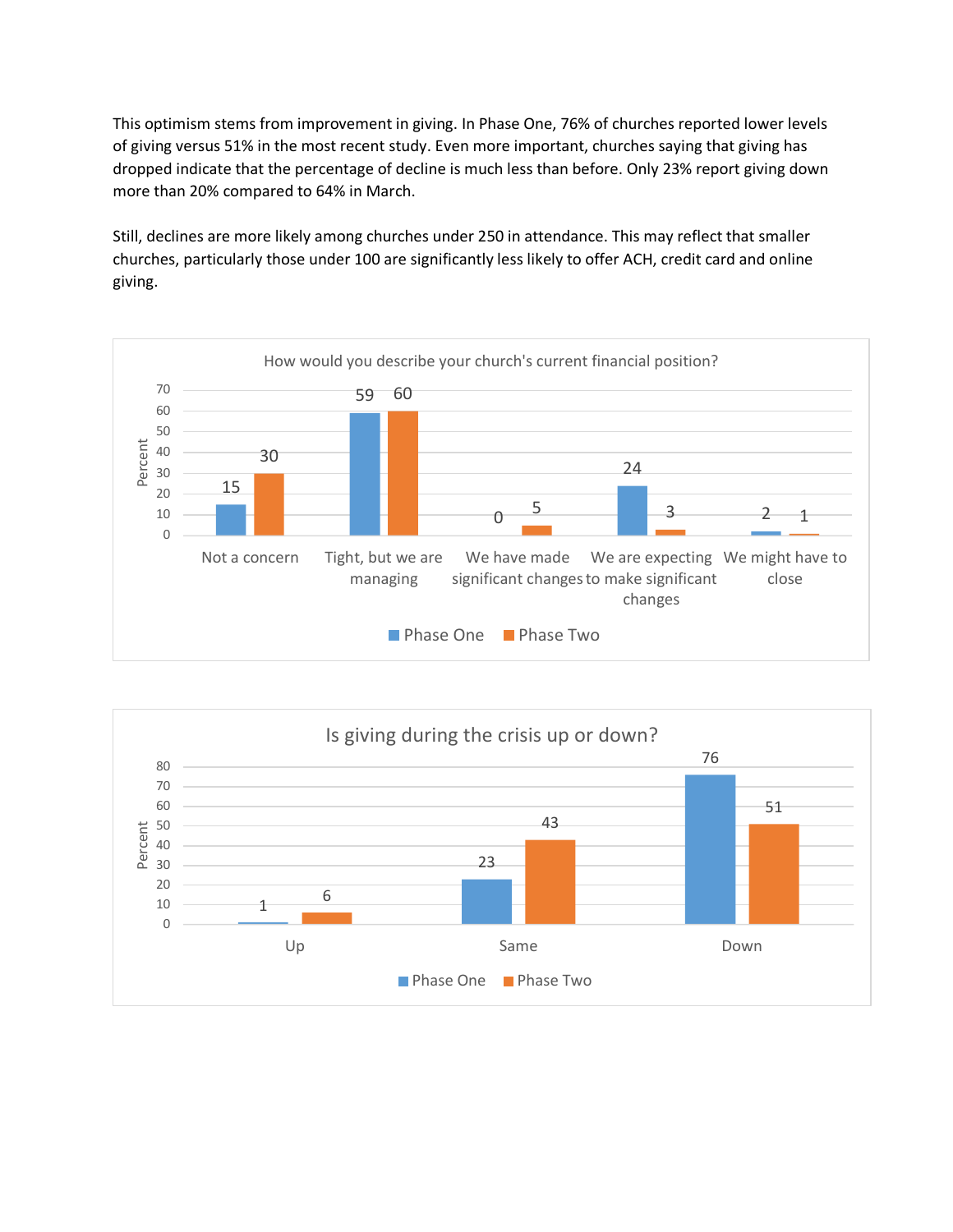This optimism stems from improvement in giving. In Phase One, 76% of churches reported lower levels of giving versus 51% in the most recent study. Even more important, churches saying that giving has dropped indicate that the percentage of decline is much less than before. Only 23% report giving down more than 20% compared to 64% in March.

Still, declines are more likely among churches under 250 in attendance. This may reflect that smaller churches, particularly those under 100 are significantly less likely to offer ACH, credit card and online giving.

**How would you describe your church's current financial position?**

| Response | Phase One (%) | Phase Two (%) |
|---|---|---|
| Not a concern | 15 | 30 |
| Tight, but we are managing | 59 | 60 |
| We have made significant changes | 0 | 5 |
| We are expecting to make significant changes | 24 | 3 |
| We might have to close | 2 | 1 |

**Is giving during the crisis up or down?**

| Response | Phase One (%) | Phase Two (%) |
|---|---|---|
| Up | 1 | 6 |
| Same | 23 | 43 |
| Down | 76 | 51 |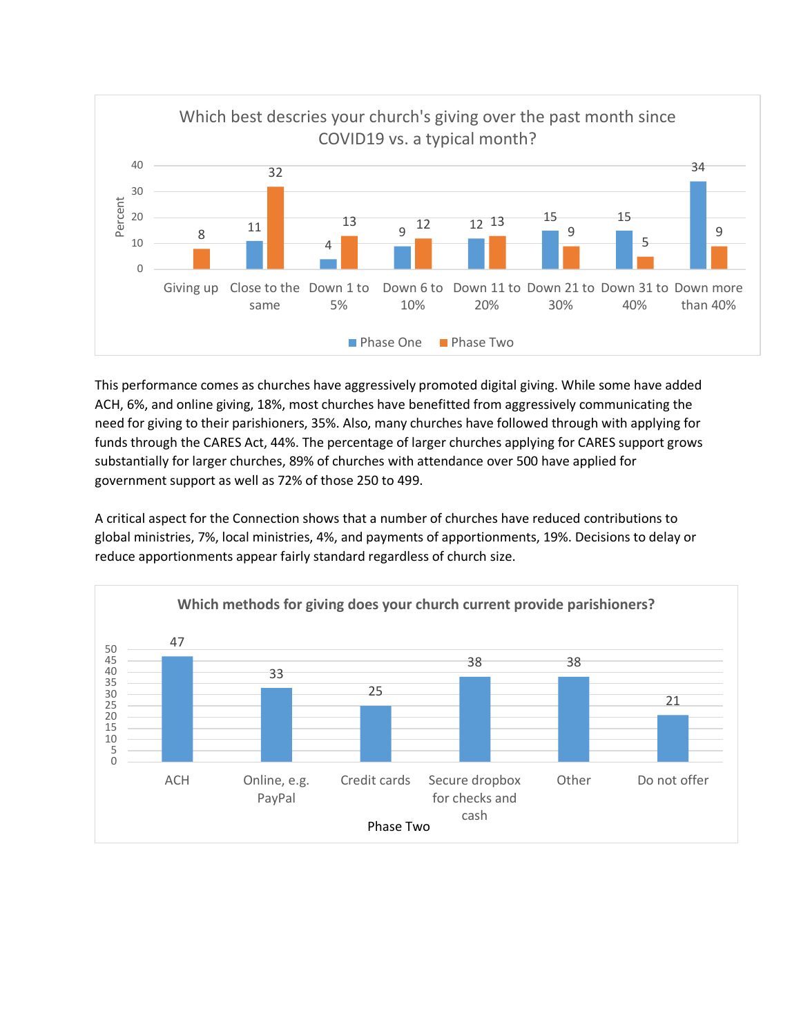**Which best descries your church's giving over the past month since COVID19 vs. a typical month?**

| Percent | Giving up | Close to the same | Down 1 to 5% | Down 6 to 10% | Down 11 to 20% | Down 21 to 30% | Down 31 to 40% | Down more than 40% |
|---|---|---|---|---|---|---|---|---|
| Phase One | | 11 | 4 | 9 | 12 | 15 | 15 | 34 |
| Phase Two | 8 | 32 | 13 | 12 | 13 | 9 | 5 | 9 |

This performance comes as churches have aggressively promoted digital giving. While some have added ACH, 6%, and online giving, 18%, most churches have benefitted from aggressively communicating the need for giving to their parishioners, 35%. Also, many churches have followed through with applying for funds through the CARES Act, 44%. The percentage of larger churches applying for CARES support grows substantially for larger churches, 89% of churches with attendance over 500 have applied for government support as well as 72% of those 250 to 499.

A critical aspect for the Connection shows that a number of churches have reduced contributions to global ministries, 7%, local ministries, 4%, and payments of apportionments, 19%. Decisions to delay or reduce apportionments appear fairly standard regardless of church size.

**Which methods for giving does your church current provide parishioners?**

| | ACH | Online, e.g. PayPal | Credit cards | Secure dropbox for checks and cash | Other | Do not offer |
|---|---|---|---|---|---|---|
| Phase Two | 47 | 33 | 25 | 38 | 38 | 21 |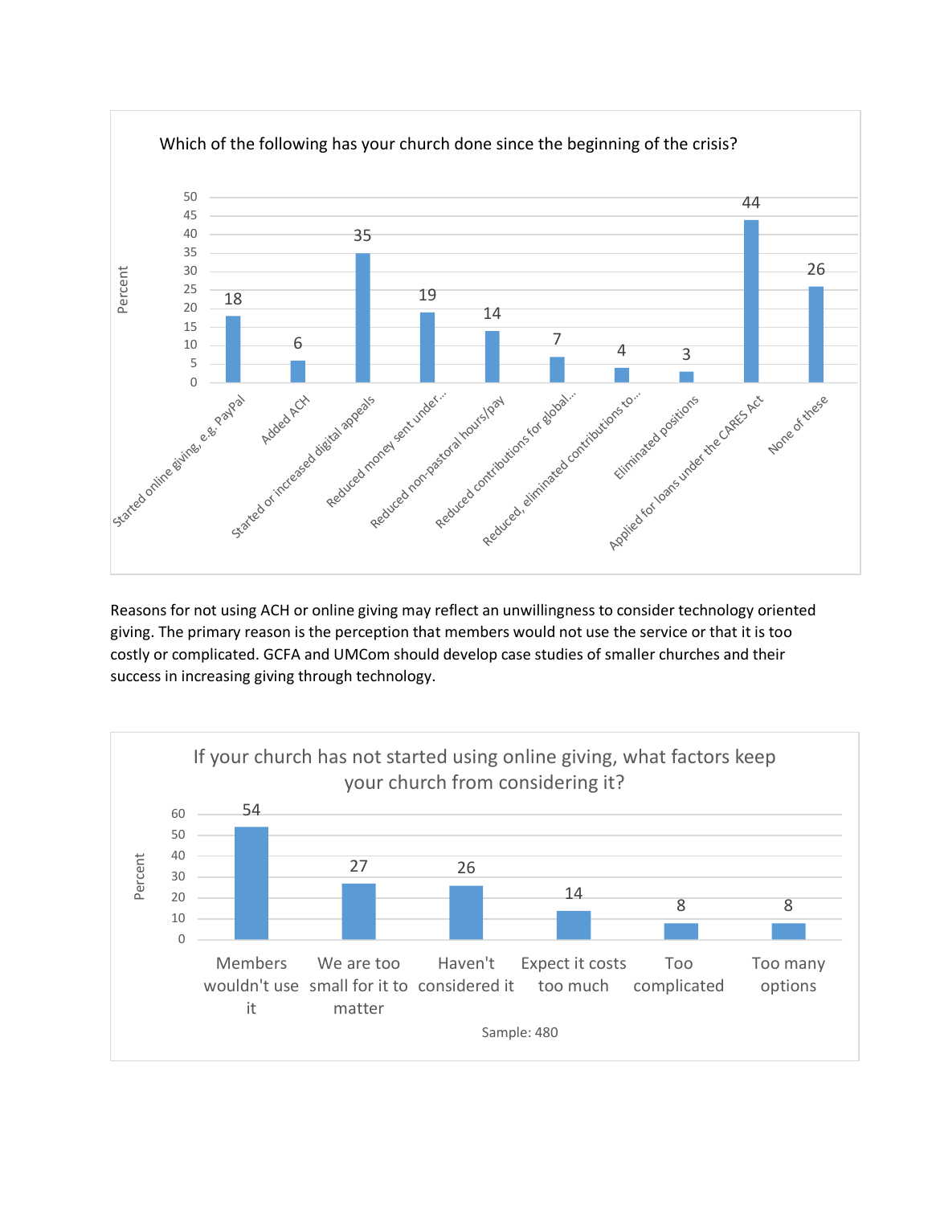**Which of the following has your church done since the beginning of the crisis?**

| Action | Percent |
|---|---|
| Started online giving, e.g. PayPal | 18 |
| Added ACH | 6 |
| Started or increased digital appeals | 35 |
| Reduced money sent under... | 19 |
| Reduced non-pastoral hours/pay | 14 |
| Reduced contributions for global... | 7 |
| Reduced, eliminated contributions to... | 4 |
| Eliminated positions | 3 |
| Applied for loans under the CARES Act | 44 |
| None of these | 26 |

Reasons for not using ACH or online giving may reflect an unwillingness to consider technology oriented giving. The primary reason is the perception that members would not use the service or that it is too costly or complicated. GCFA and UMCom should develop case studies of smaller churches and their success in increasing giving through technology.

**If your church has not started using online giving, what factors keep your church from considering it?**

| Factor | Percent |
|---|---|
| Members wouldn't use it | 54 |
| We are too small for it to matter | 27 |
| Haven't considered it | 26 |
| Expect it costs too much | 14 |
| Too complicated | 8 |
| Too many options | 8 |

Sample: 480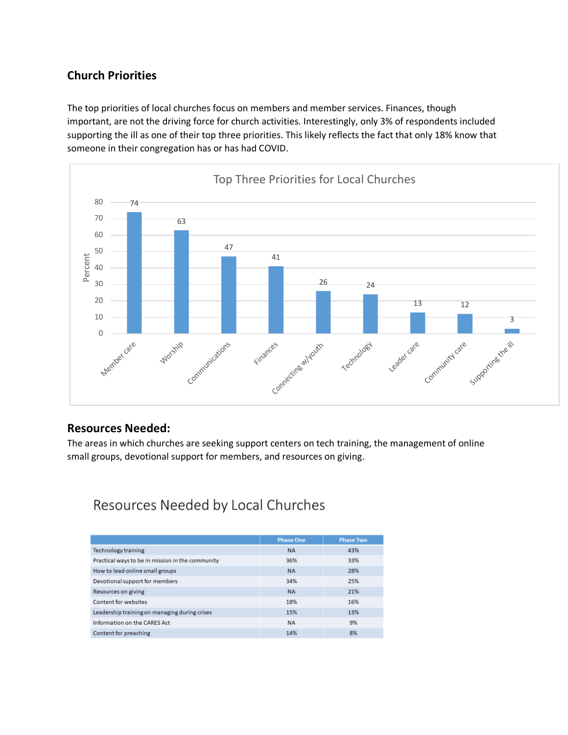## Church Priorities

The top priorities of local churches focus on members and member services. Finances, though important, are not the driving force for church activities. Interestingly, only 3% of respondents included supporting the ill as one of their top three priorities. This likely reflects the fact that only 18% know that someone in their congregation has or has had COVID.

**Top Three Priorities for Local Churches**

| Priority | Percent |
|---|---|
| Member care | 74 |
| Worship | 63 |
| Communications | 47 |
| Finances | 41 |
| Connecting w/youth | 26 |
| Technology | 24 |
| Leader care | 13 |
| Community care | 12 |
| Supporting the ill | 3 |

## Resources Needed:

The areas in which churches are seeking support centers on tech training, the management of online small groups, devotional support for members, and resources on giving.

**Resources Needed by Local Churches**

| | Phase One | Phase Two |
|---|---|---|
| Technology training | NA | 43% |
| Practical ways to be in mission in the community | 36% | 33% |
| How to lead online small groups | NA | 28% |
| Devotional support for members | 34% | 25% |
| Resources on giving | NA | 21% |
| Content for websites | 18% | 16% |
| Leadership training on managing during crises | 15% | 13% |
| Information on the CARES Act | NA | 9% |
| Content for preaching | 14% | 8% |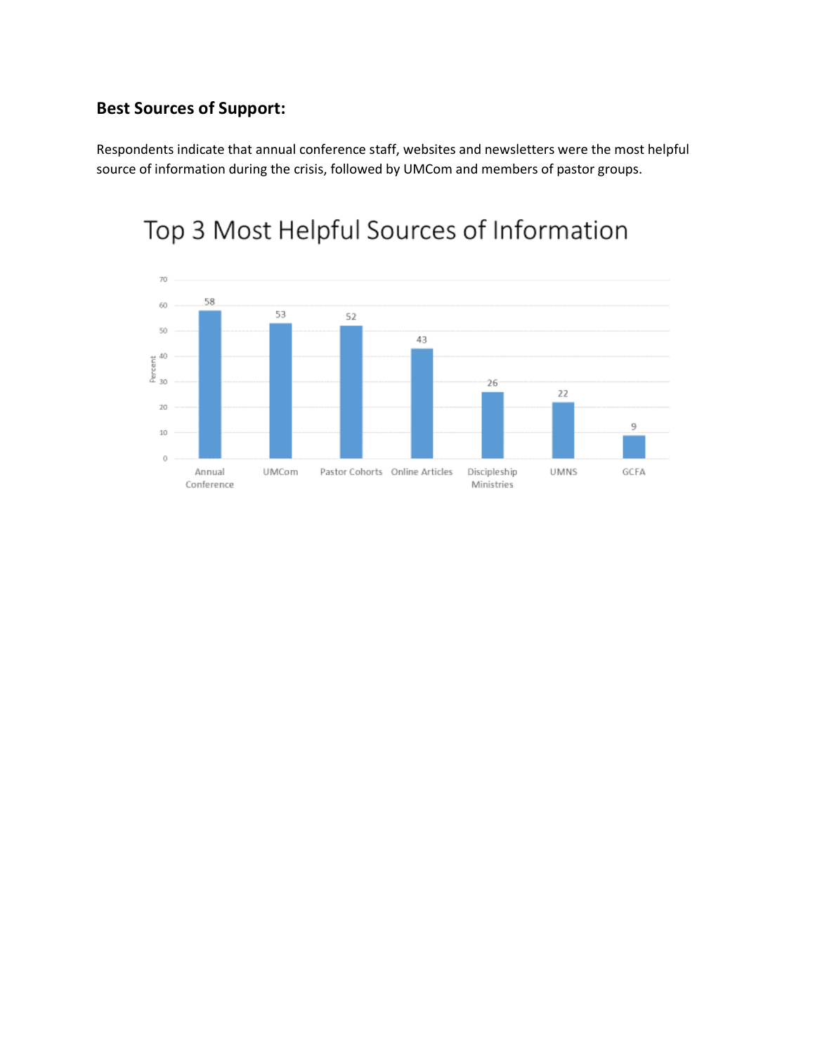## Best Sources of Support:

Respondents indicate that annual conference staff, websites and newsletters were the most helpful source of information during the crisis, followed by UMCom and members of pastor groups.

Top 3 Most Helpful Sources of Information

Percent

70
60
50
40
30
20
10
0

58
53
52
43
26
22
9

Annual Conference
UMCom
Pastor Cohorts
Online Articles
Discipleship Ministries
UMNS
GCFA